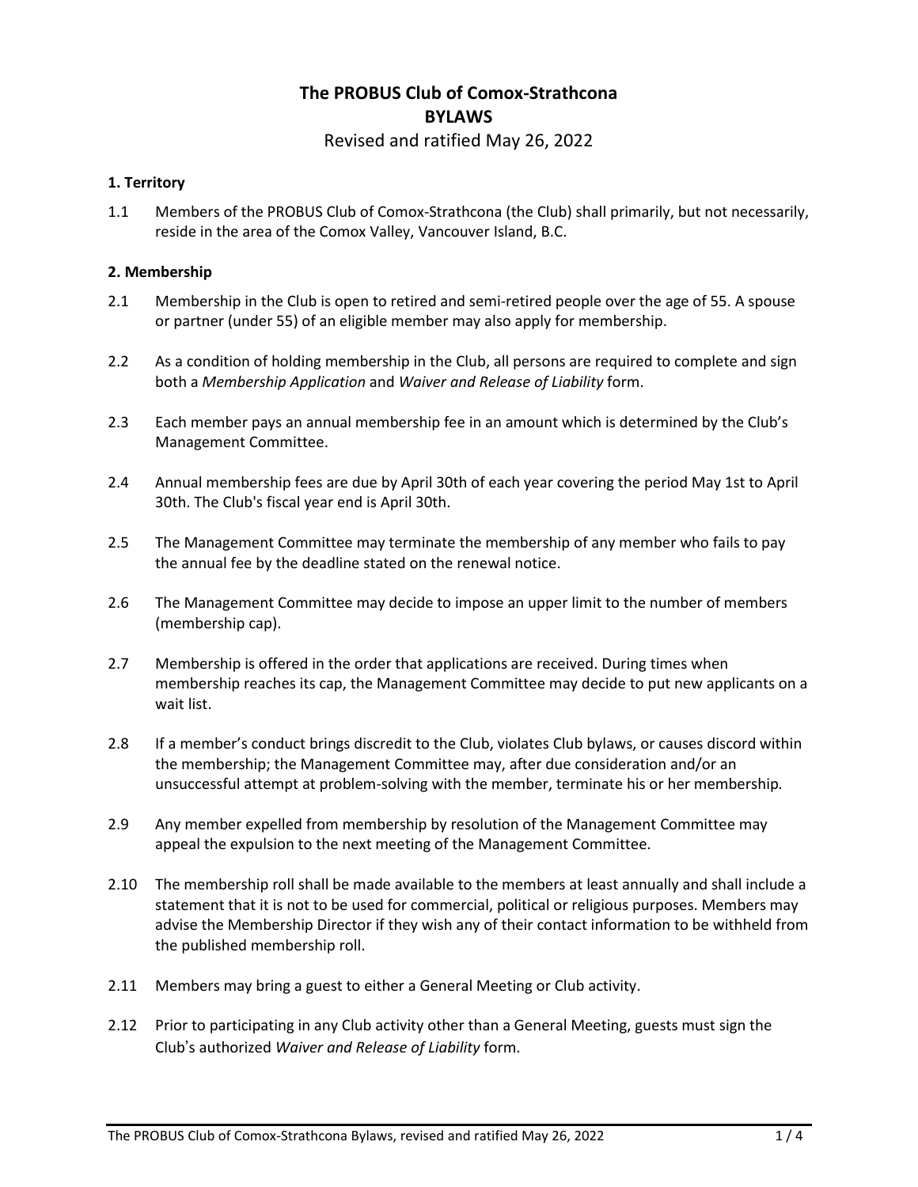# The PROBUS Club of Comox-Strathcona

# BYLAWS

Revised and ratified May 26, 2022

### 1. Territory

1.1 Members of the PROBUS Club of Comox-Strathcona (the Club) shall primarily, but not necessarily, reside in the area of the Comox Valley, Vancouver Island, B.C.

### 2. Membership

2.1 Membership in the Club is open to retired and semi-retired people over the age of 55. A spouse or partner (under 55) of an eligible member may also apply for membership.

2.2 As a condition of holding membership in the Club, all persons are required to complete and sign both a *Membership Application* and *Waiver and Release of Liability* form.

2.3 Each member pays an annual membership fee in an amount which is determined by the Club's Management Committee.

2.4 Annual membership fees are due by April 30th of each year covering the period May 1st to April 30th. The Club's fiscal year end is April 30th.

2.5 The Management Committee may terminate the membership of any member who fails to pay the annual fee by the deadline stated on the renewal notice.

2.6 The Management Committee may decide to impose an upper limit to the number of members (membership cap).

2.7 Membership is offered in the order that applications are received. During times when membership reaches its cap, the Management Committee may decide to put new applicants on a wait list.

2.8 If a member's conduct brings discredit to the Club, violates Club bylaws, or causes discord within the membership; the Management Committee may, after due consideration and/or an unsuccessful attempt at problem-solving with the member, terminate his or her membership.

2.9 Any member expelled from membership by resolution of the Management Committee may appeal the expulsion to the next meeting of the Management Committee.

2.10 The membership roll shall be made available to the members at least annually and shall include a statement that it is not to be used for commercial, political or religious purposes. Members may advise the Membership Director if they wish any of their contact information to be withheld from the published membership roll.

2.11 Members may bring a guest to either a General Meeting or Club activity.

2.12 Prior to participating in any Club activity other than a General Meeting, guests must sign the Club's authorized *Waiver and Release of Liability* form.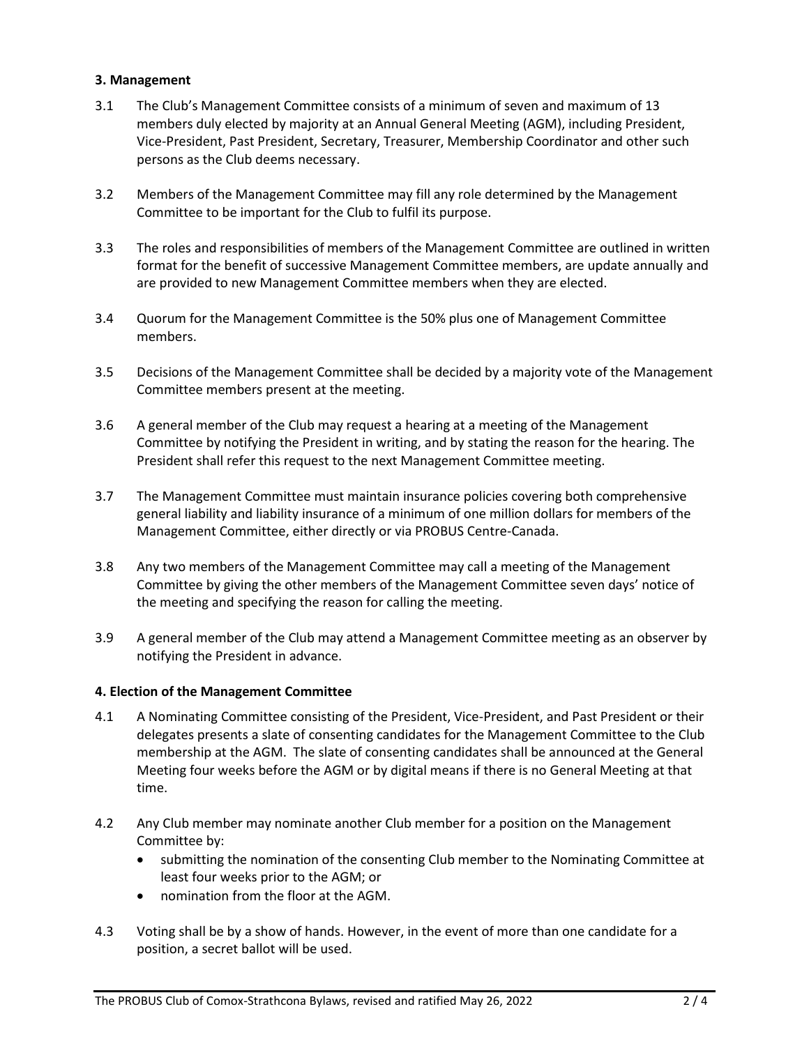### 3. Management

3.1 The Club's Management Committee consists of a minimum of seven and maximum of 13 members duly elected by majority at an Annual General Meeting (AGM), including President, Vice-President, Past President, Secretary, Treasurer, Membership Coordinator and other such persons as the Club deems necessary.

3.2 Members of the Management Committee may fill any role determined by the Management Committee to be important for the Club to fulfil its purpose.

3.3 The roles and responsibilities of members of the Management Committee are outlined in written format for the benefit of successive Management Committee members, are update annually and are provided to new Management Committee members when they are elected.

3.4 Quorum for the Management Committee is the 50% plus one of Management Committee members.

3.5 Decisions of the Management Committee shall be decided by a majority vote of the Management Committee members present at the meeting.

3.6 A general member of the Club may request a hearing at a meeting of the Management Committee by notifying the President in writing, and by stating the reason for the hearing. The President shall refer this request to the next Management Committee meeting.

3.7 The Management Committee must maintain insurance policies covering both comprehensive general liability and liability insurance of a minimum of one million dollars for members of the Management Committee, either directly or via PROBUS Centre-Canada.

3.8 Any two members of the Management Committee may call a meeting of the Management Committee by giving the other members of the Management Committee seven days' notice of the meeting and specifying the reason for calling the meeting.

3.9 A general member of the Club may attend a Management Committee meeting as an observer by notifying the President in advance.

### 4. Election of the Management Committee

4.1 A Nominating Committee consisting of the President, Vice-President, and Past President or their delegates presents a slate of consenting candidates for the Management Committee to the Club membership at the AGM. The slate of consenting candidates shall be announced at the General Meeting four weeks before the AGM or by digital means if there is no General Meeting at that time.

4.2 Any Club member may nominate another Club member for a position on the Management Committee by:

- submitting the nomination of the consenting Club member to the Nominating Committee at least four weeks prior to the AGM; or
- nomination from the floor at the AGM.

4.3 Voting shall be by a show of hands. However, in the event of more than one candidate for a position, a secret ballot will be used.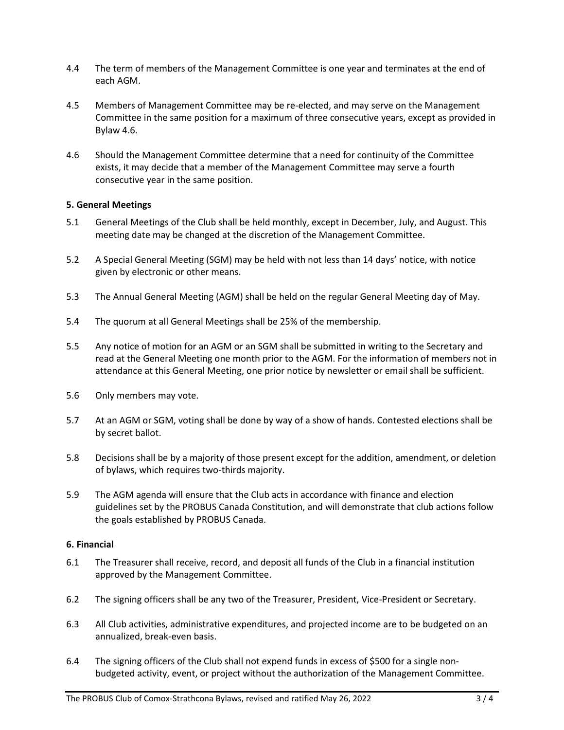4.4 The term of members of the Management Committee is one year and terminates at the end of each AGM.

4.5 Members of Management Committee may be re-elected, and may serve on the Management Committee in the same position for a maximum of three consecutive years, except as provided in Bylaw 4.6.

4.6 Should the Management Committee determine that a need for continuity of the Committee exists, it may decide that a member of the Management Committee may serve a fourth consecutive year in the same position.

### 5. General Meetings

5.1 General Meetings of the Club shall be held monthly, except in December, July, and August. This meeting date may be changed at the discretion of the Management Committee.

5.2 A Special General Meeting (SGM) may be held with not less than 14 days' notice, with notice given by electronic or other means.

5.3 The Annual General Meeting (AGM) shall be held on the regular General Meeting day of May.

5.4 The quorum at all General Meetings shall be 25% of the membership.

5.5 Any notice of motion for an AGM or an SGM shall be submitted in writing to the Secretary and read at the General Meeting one month prior to the AGM. For the information of members not in attendance at this General Meeting, one prior notice by newsletter or email shall be sufficient.

5.6 Only members may vote.

5.7 At an AGM or SGM, voting shall be done by way of a show of hands. Contested elections shall be by secret ballot.

5.8 Decisions shall be by a majority of those present except for the addition, amendment, or deletion of bylaws, which requires two-thirds majority.

5.9 The AGM agenda will ensure that the Club acts in accordance with finance and election guidelines set by the PROBUS Canada Constitution, and will demonstrate that club actions follow the goals established by PROBUS Canada.

### 6. Financial

6.1 The Treasurer shall receive, record, and deposit all funds of the Club in a financial institution approved by the Management Committee.

6.2 The signing officers shall be any two of the Treasurer, President, Vice-President or Secretary.

6.3 All Club activities, administrative expenditures, and projected income are to be budgeted on an annualized, break-even basis.

6.4 The signing officers of the Club shall not expend funds in excess of $500 for a single non-budgeted activity, event, or project without the authorization of the Management Committee.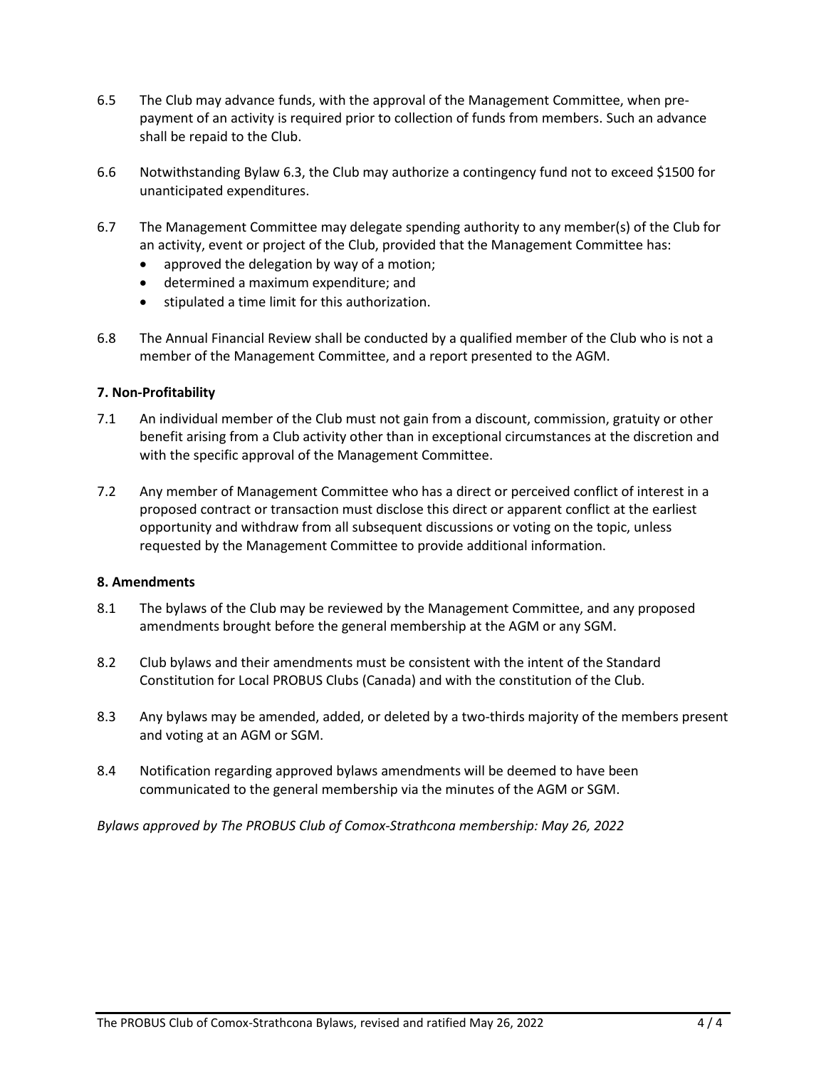6.5 The Club may advance funds, with the approval of the Management Committee, when pre-payment of an activity is required prior to collection of funds from members. Such an advance shall be repaid to the Club.

6.6 Notwithstanding Bylaw 6.3, the Club may authorize a contingency fund not to exceed $1500 for unanticipated expenditures.

6.7 The Management Committee may delegate spending authority to any member(s) of the Club for an activity, event or project of the Club, provided that the Management Committee has:

- approved the delegation by way of a motion;
- determined a maximum expenditure; and
- stipulated a time limit for this authorization.

6.8 The Annual Financial Review shall be conducted by a qualified member of the Club who is not a member of the Management Committee, and a report presented to the AGM.

**7. Non-Profitability**

7.1 An individual member of the Club must not gain from a discount, commission, gratuity or other benefit arising from a Club activity other than in exceptional circumstances at the discretion and with the specific approval of the Management Committee.

7.2 Any member of Management Committee who has a direct or perceived conflict of interest in a proposed contract or transaction must disclose this direct or apparent conflict at the earliest opportunity and withdraw from all subsequent discussions or voting on the topic, unless requested by the Management Committee to provide additional information.

**8. Amendments**

8.1 The bylaws of the Club may be reviewed by the Management Committee, and any proposed amendments brought before the general membership at the AGM or any SGM.

8.2 Club bylaws and their amendments must be consistent with the intent of the Standard Constitution for Local PROBUS Clubs (Canada) and with the constitution of the Club.

8.3 Any bylaws may be amended, added, or deleted by a two-thirds majority of the members present and voting at an AGM or SGM.

8.4 Notification regarding approved bylaws amendments will be deemed to have been communicated to the general membership via the minutes of the AGM or SGM.

*Bylaws approved by The PROBUS Club of Comox-Strathcona membership: May 26, 2022*